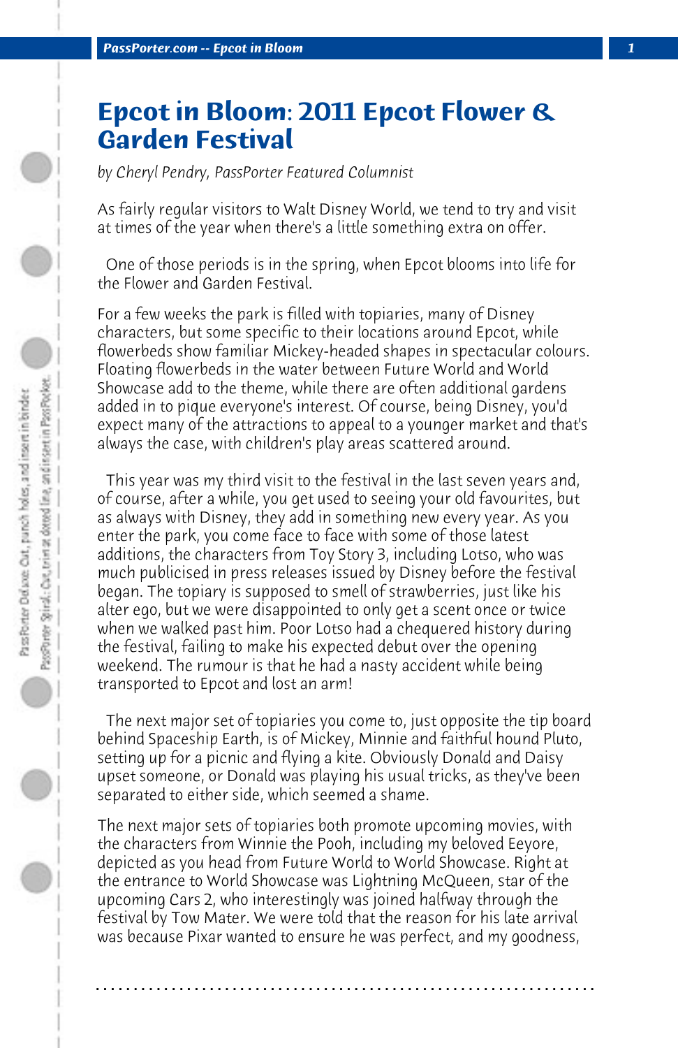# Epcot in Bloom: 2011 Epcot Flower & Garden Festival

*by Cheryl Pendry, PassPorter Featured Columnist*

As fairly regular visitors to Walt Disney World, we tend to try and visit at times of the year when there's a little something extra on offer.

One of those periods is in the spring, when Epcot blooms into life for the Flower and Garden Festival.

For a few weeks the park is filled with topiaries, many of Disney characters, but some specific to their locations around Epcot, while flowerbeds show familiar Mickey-headed shapes in spectacular colours. Floating flowerbeds in the water between Future World and World Showcase add to the theme, while there are often additional gardens added in to pique everyone's interest. Of course, being Disney, you'd expect many of the attractions to appeal to a younger market and that's always the case, with children's play areas scattered around.

This year was my third visit to the festival in the last seven years and, of course, after a while, you get used to seeing your old favourites, but as always with Disney, they add in something new every year. As you enter the park, you come face to face with some of those latest additions, the characters from Toy Story 3, including Lotso, who was much publicised in press releases issued by Disney before the festival began. The topiary is supposed to smell of strawberries, just like his alter ego, but we were disappointed to only get a scent once or twice when we walked past him. Poor Lotso had a chequered history during the festival, failing to make his expected debut over the opening weekend. The rumour is that he had a nasty accident while being transported to Epcot and lost an arm!

The next major set of topiaries you come to, just opposite the tip board behind Spaceship Earth, is of Mickey, Minnie and faithful hound Pluto, setting up for a picnic and flying a kite. Obviously Donald and Daisy upset someone, or Donald was playing his usual tricks, as they've been separated to either side, which seemed a shame.

The next major sets of topiaries both promote upcoming movies, with the characters from Winnie the Pooh, including my beloved Eeyore, depicted as you head from Future World to World Showcase. Right at the entrance to World Showcase was Lightning McQueen, star of the upcoming Cars 2, who interestingly was joined halfway through the festival by Tow Mater. We were told that the reason for his late arrival was because Pixar wanted to ensure he was perfect, and my goodness,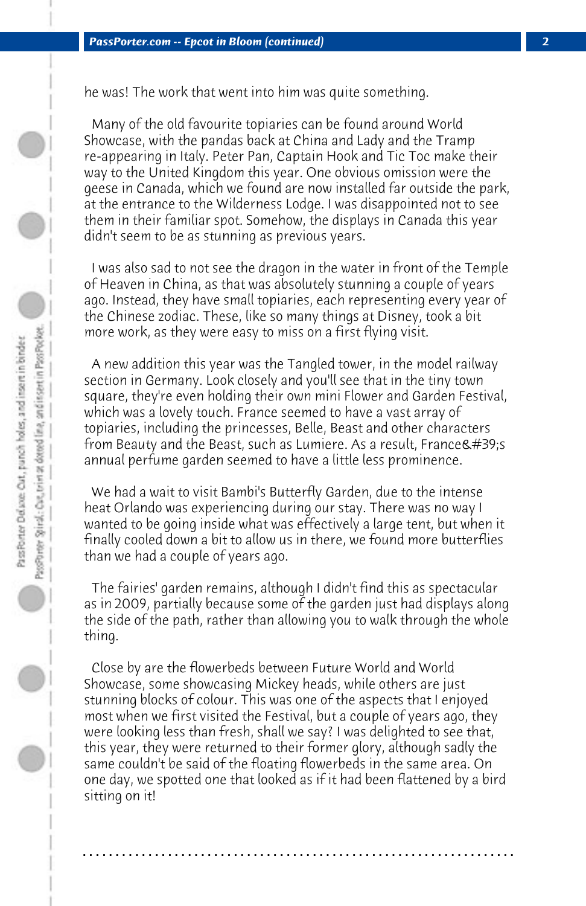he was! The work that went into him was quite something.

Many of the old favourite topiaries can be found around World Showcase, with the pandas back at China and Lady and the Tramp re-appearing in Italy. Peter Pan, Captain Hook and Tic Toc make their way to the United Kingdom this year. One obvious omission were the geese in Canada, which we found are now installed far outside the park, at the entrance to the Wilderness Lodge. I was disappointed not to see them in their familiar spot. Somehow, the displays in Canada this year didn't seem to be as stunning as previous years.

I was also sad to not see the dragon in the water in front of the Temple of Heaven in China, as that was absolutely stunning a couple of years ago. Instead, they have small topiaries, each representing every year of the Chinese zodiac. These, like so many things at Disney, took a bit more work, as they were easy to miss on a first flying visit.

A new addition this year was the Tangled tower, in the model railway section in Germany. Look closely and you'll see that in the tiny town square, they're even holding their own mini Flower and Garden Festival, which was a lovely touch. France seemed to have a vast array of topiaries, including the princesses, Belle, Beast and other characters from Beauty and the Beast, such as Lumiere. As a result, France&#39;s annual perfume garden seemed to have a little less prominence.

We had a wait to visit Bambi's Butterfly Garden, due to the intense heat Orlando was experiencing during our stay. There was no way I wanted to be going inside what was effectively a large tent, but when it finally cooled down a bit to allow us in there, we found more butterflies than we had a couple of years ago.

The fairies' garden remains, although I didn't find this as spectacular as in 2009, partially because some of the garden just had displays along the side of the path, rather than allowing you to walk through the whole thing.

Close by are the flowerbeds between Future World and World Showcase, some showcasing Mickey heads, while others are just stunning blocks of colour. This was one of the aspects that I enjoyed most when we first visited the Festival, but a couple of years ago, they were looking less than fresh, shall we say? I was delighted to see that, this year, they were returned to their former glory, although sadly the same couldn't be said of the floating flowerbeds in the same area. On one day, we spotted one that looked as if it had been flattened by a bird sitting on it!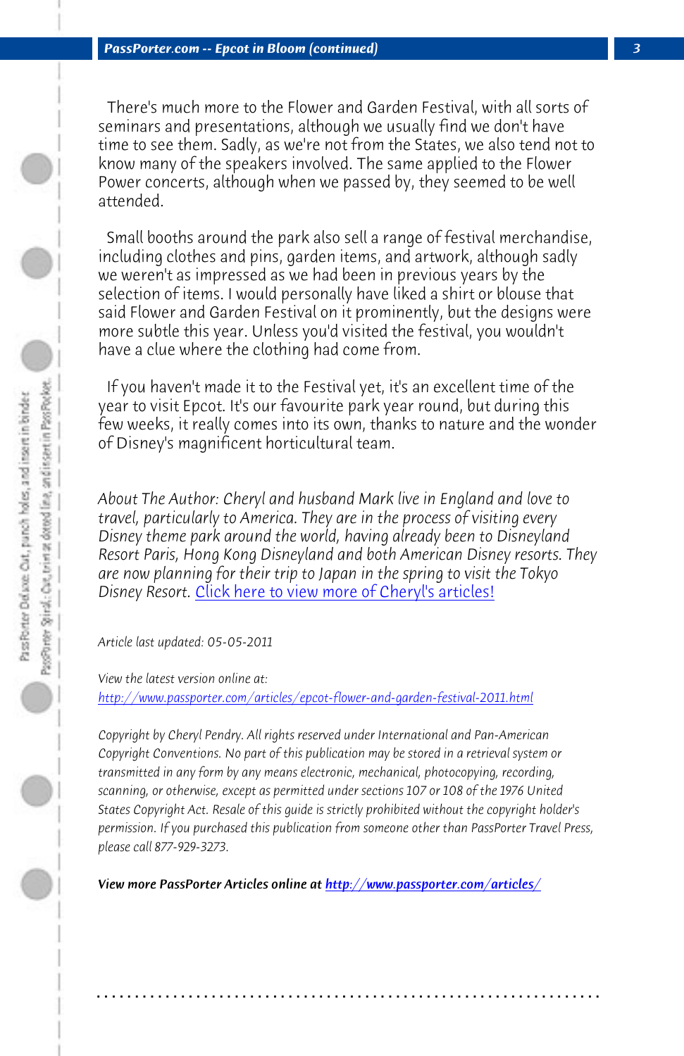There's much more to the Flower and Garden Festival, with all sorts of seminars and presentations, although we usually find we don't have time to see them. Sadly, as we're not from the States, we also tend not to know many of the speakers involved. The same applied to the Flower Power concerts, although when we passed by, they seemed to be well attended.

Small booths around the park also sell a range of festival merchandise, including clothes and pins, garden items, and artwork, although sadly we weren't as impressed as we had been in previous years by the selection of items. I would personally have liked a shirt or blouse that said Flower and Garden Festival on it prominently, but the designs were more subtle this year. Unless you'd visited the festival, you wouldn't have a clue where the clothing had come from.

If you haven't made it to the Festival yet, it's an excellent time of the year to visit Epcot. It's our favourite park year round, but during this few weeks, it really comes into its own, thanks to nature and the wonder of Disney's magnificent horticultural team.

*About The Author: Cheryl and husband Mark live in England and love to travel, particularly to America. They are in the process of visiting every Disney theme park around the world, having already been to Disneyland Resort Paris, Hong Kong Disneyland and both American Disney resorts. They are now planning for their trip to Japan in the spring to visit the Tokyo Disney Resort.* [Click here to view more of Cheryl's articles!]

*Article last updated: 05-05-2011*

*View the latest version online at:*
*http://www.passporter.com/articles/epcot-flower-and-garden-festival-2011.html*

*Copyright by Cheryl Pendry. All rights reserved under International and Pan-American Copyright Conventions. No part of this publication may be stored in a retrieval system or transmitted in any form by any means electronic, mechanical, photocopying, recording, scanning, or otherwise, except as permitted under sections 107 or 108 of the 1976 United States Copyright Act. Resale of this guide is strictly prohibited without the copyright holder's permission. If you purchased this publication from someone other than PassPorter Travel Press, please call 877-929-3273.*

***View more PassPorter Articles online at http://www.passporter.com/articles/***